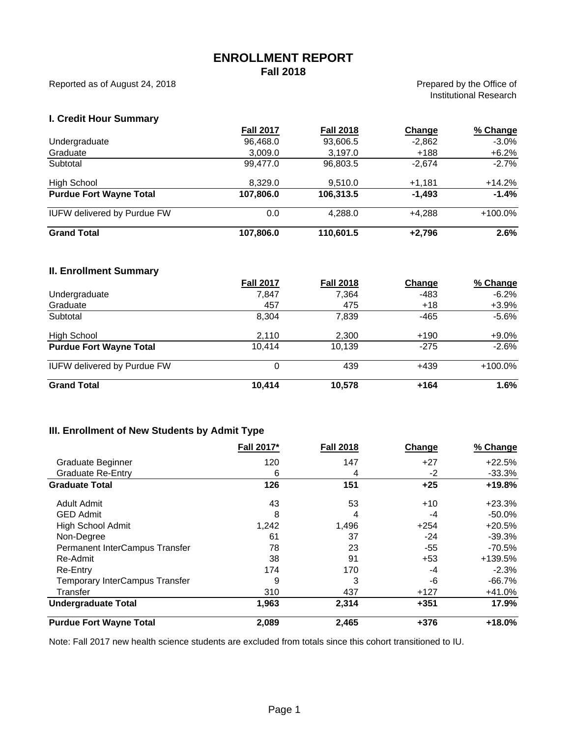# ENROLLMENT REPORT
## Fall 2018

Reported as of August 24, 2018

Prepared by the Office of Institutional Research

### I. Credit Hour Summary

| | Fall 2017 | Fall 2018 | Change | % Change |
|---|---|---|---|---|
| Undergraduate | 96,468.0 | 93,606.5 | -2,862 | -3.0% |
| Graduate | 3,009.0 | 3,197.0 | +188 | +6.2% |
| Subtotal | 99,477.0 | 96,803.5 | -2,674 | -2.7% |
| High School | 8,329.0 | 9,510.0 | +1,181 | +14.2% |
| **Purdue Fort Wayne Total** | **107,806.0** | **106,313.5** | **-1,493** | **-1.4%** |
| IUFW delivered by Purdue FW | 0.0 | 4,288.0 | +4,288 | +100.0% |
| **Grand Total** | **107,806.0** | **110,601.5** | **+2,796** | **2.6%** |

### II. Enrollment Summary

| | Fall 2017 | Fall 2018 | Change | % Change |
|---|---|---|---|---|
| Undergraduate | 7,847 | 7,364 | -483 | -6.2% |
| Graduate | 457 | 475 | +18 | +3.9% |
| Subtotal | 8,304 | 7,839 | -465 | -5.6% |
| High School | 2,110 | 2,300 | +190 | +9.0% |
| **Purdue Fort Wayne Total** | 10,414 | 10,139 | -275 | -2.6% |
| IUFW delivered by Purdue FW | 0 | 439 | +439 | +100.0% |
| **Grand Total** | **10,414** | **10,578** | **+164** | **1.6%** |

### III. Enrollment of New Students by Admit Type

| | Fall 2017* | Fall 2018 | Change | % Change |
|---|---|---|---|---|
| Graduate Beginner | 120 | 147 | +27 | +22.5% |
| Graduate Re-Entry | 6 | 4 | -2 | -33.3% |
| **Graduate Total** | **126** | **151** | **+25** | **+19.8%** |
| Adult Admit | 43 | 53 | +10 | +23.3% |
| GED Admit | 8 | 4 | -4 | -50.0% |
| High School Admit | 1,242 | 1,496 | +254 | +20.5% |
| Non-Degree | 61 | 37 | -24 | -39.3% |
| Permanent InterCampus Transfer | 78 | 23 | -55 | -70.5% |
| Re-Admit | 38 | 91 | +53 | +139.5% |
| Re-Entry | 174 | 170 | -4 | -2.3% |
| Temporary InterCampus Transfer | 9 | 3 | -6 | -66.7% |
| Transfer | 310 | 437 | +127 | +41.0% |
| **Undergraduate Total** | **1,963** | **2,314** | **+351** | **17.9%** |
| **Purdue Fort Wayne Total** | **2,089** | **2,465** | **+376** | **+18.0%** |

Note: Fall 2017 new health science students are excluded from totals since this cohort transitioned to IU.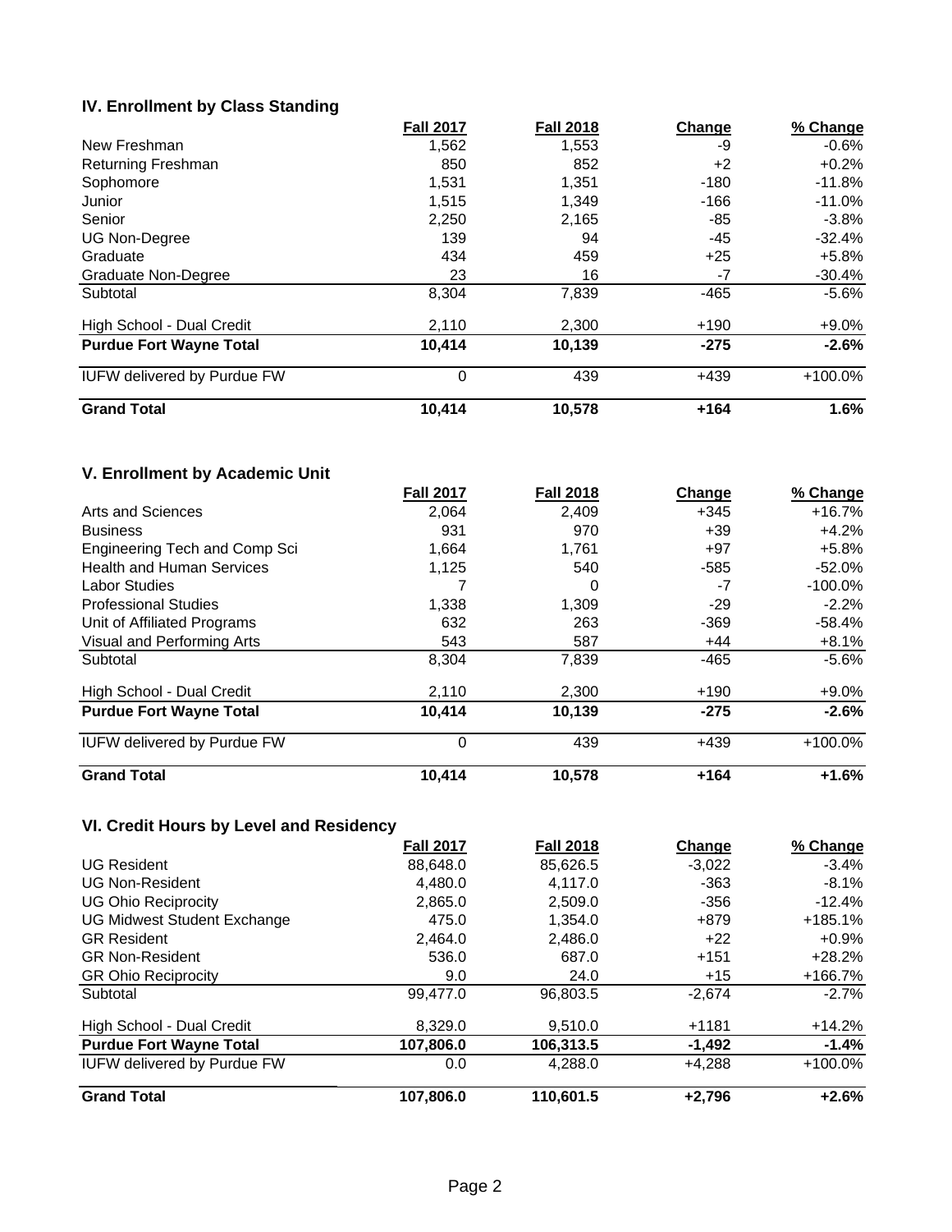## IV. Enrollment by Class Standing

| | Fall 2017 | Fall 2018 | Change | % Change |
|---|---|---|---|---|
| New Freshman | 1,562 | 1,553 | -9 | -0.6% |
| Returning Freshman | 850 | 852 | +2 | +0.2% |
| Sophomore | 1,531 | 1,351 | -180 | -11.8% |
| Junior | 1,515 | 1,349 | -166 | -11.0% |
| Senior | 2,250 | 2,165 | -85 | -3.8% |
| UG Non-Degree | 139 | 94 | -45 | -32.4% |
| Graduate | 434 | 459 | +25 | +5.8% |
| Graduate Non-Degree | 23 | 16 | -7 | -30.4% |
| Subtotal | 8,304 | 7,839 | -465 | -5.6% |
| High School - Dual Credit | 2,110 | 2,300 | +190 | +9.0% |
| **Purdue Fort Wayne Total** | **10,414** | **10,139** | **-275** | **-2.6%** |
| IUFW delivered by Purdue FW | 0 | 439 | +439 | +100.0% |
| **Grand Total** | **10,414** | **10,578** | **+164** | **1.6%** |

## V. Enrollment by Academic Unit

| | Fall 2017 | Fall 2018 | Change | % Change |
|---|---|---|---|---|
| Arts and Sciences | 2,064 | 2,409 | +345 | +16.7% |
| Business | 931 | 970 | +39 | +4.2% |
| Engineering Tech and Comp Sci | 1,664 | 1,761 | +97 | +5.8% |
| Health and Human Services | 1,125 | 540 | -585 | -52.0% |
| Labor Studies | 7 | 0 | -7 | -100.0% |
| Professional Studies | 1,338 | 1,309 | -29 | -2.2% |
| Unit of Affiliated Programs | 632 | 263 | -369 | -58.4% |
| Visual and Performing Arts | 543 | 587 | +44 | +8.1% |
| Subtotal | 8,304 | 7,839 | -465 | -5.6% |
| High School - Dual Credit | 2,110 | 2,300 | +190 | +9.0% |
| **Purdue Fort Wayne Total** | **10,414** | **10,139** | **-275** | **-2.6%** |
| IUFW delivered by Purdue FW | 0 | 439 | +439 | +100.0% |
| **Grand Total** | **10,414** | **10,578** | **+164** | **+1.6%** |

## VI. Credit Hours by Level and Residency

| | Fall 2017 | Fall 2018 | Change | % Change |
|---|---|---|---|---|
| UG Resident | 88,648.0 | 85,626.5 | -3,022 | -3.4% |
| UG Non-Resident | 4,480.0 | 4,117.0 | -363 | -8.1% |
| UG Ohio Reciprocity | 2,865.0 | 2,509.0 | -356 | -12.4% |
| UG Midwest Student Exchange | 475.0 | 1,354.0 | +879 | +185.1% |
| GR Resident | 2,464.0 | 2,486.0 | +22 | +0.9% |
| GR Non-Resident | 536.0 | 687.0 | +151 | +28.2% |
| GR Ohio Reciprocity | 9.0 | 24.0 | +15 | +166.7% |
| Subtotal | 99,477.0 | 96,803.5 | -2,674 | -2.7% |
| High School - Dual Credit | 8,329.0 | 9,510.0 | +1181 | +14.2% |
| **Purdue Fort Wayne Total** | **107,806.0** | **106,313.5** | **-1,492** | **-1.4%** |
| IUFW delivered by Purdue FW | 0.0 | 4,288.0 | +4,288 | +100.0% |
| **Grand Total** | **107,806.0** | **110,601.5** | **+2,796** | **+2.6%** |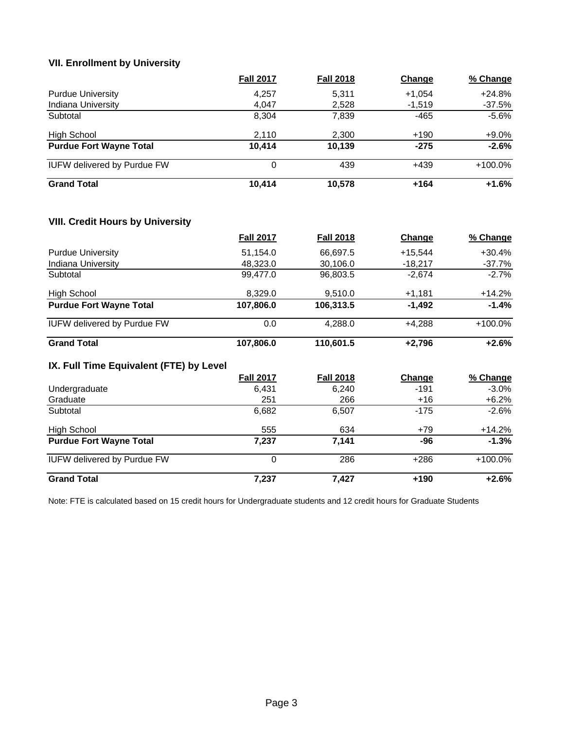### VII. Enrollment by University

| | Fall 2017 | Fall 2018 | Change | % Change |
|---|---|---|---|---|
| Purdue University | 4,257 | 5,311 | +1,054 | +24.8% |
| Indiana University | 4,047 | 2,528 | -1,519 | -37.5% |
| Subtotal | 8,304 | 7,839 | -465 | -5.6% |
| High School | 2,110 | 2,300 | +190 | +9.0% |
| **Purdue Fort Wayne Total** | **10,414** | **10,139** | **-275** | **-2.6%** |
| IUFW delivered by Purdue FW | 0 | 439 | +439 | +100.0% |
| **Grand Total** | **10,414** | **10,578** | **+164** | **+1.6%** |

### VIII. Credit Hours by University

| | Fall 2017 | Fall 2018 | Change | % Change |
|---|---|---|---|---|
| Purdue University | 51,154.0 | 66,697.5 | +15,544 | +30.4% |
| Indiana University | 48,323.0 | 30,106.0 | -18,217 | -37.7% |
| Subtotal | 99,477.0 | 96,803.5 | -2,674 | -2.7% |
| High School | 8,329.0 | 9,510.0 | +1,181 | +14.2% |
| **Purdue Fort Wayne Total** | **107,806.0** | **106,313.5** | **-1,492** | **-1.4%** |
| IUFW delivered by Purdue FW | 0.0 | 4,288.0 | +4,288 | +100.0% |
| **Grand Total** | **107,806.0** | **110,601.5** | **+2,796** | **+2.6%** |

### IX. Full Time Equivalent (FTE) by Level

| | Fall 2017 | Fall 2018 | Change | % Change |
|---|---|---|---|---|
| Undergraduate | 6,431 | 6,240 | -191 | -3.0% |
| Graduate | 251 | 266 | +16 | +6.2% |
| Subtotal | 6,682 | 6,507 | -175 | -2.6% |
| High School | 555 | 634 | +79 | +14.2% |
| **Purdue Fort Wayne Total** | **7,237** | **7,141** | **-96** | **-1.3%** |
| IUFW delivered by Purdue FW | 0 | 286 | +286 | +100.0% |
| **Grand Total** | **7,237** | **7,427** | **+190** | **+2.6%** |

Note: FTE is calculated based on 15 credit hours for Undergraduate students and 12 credit hours for Graduate Students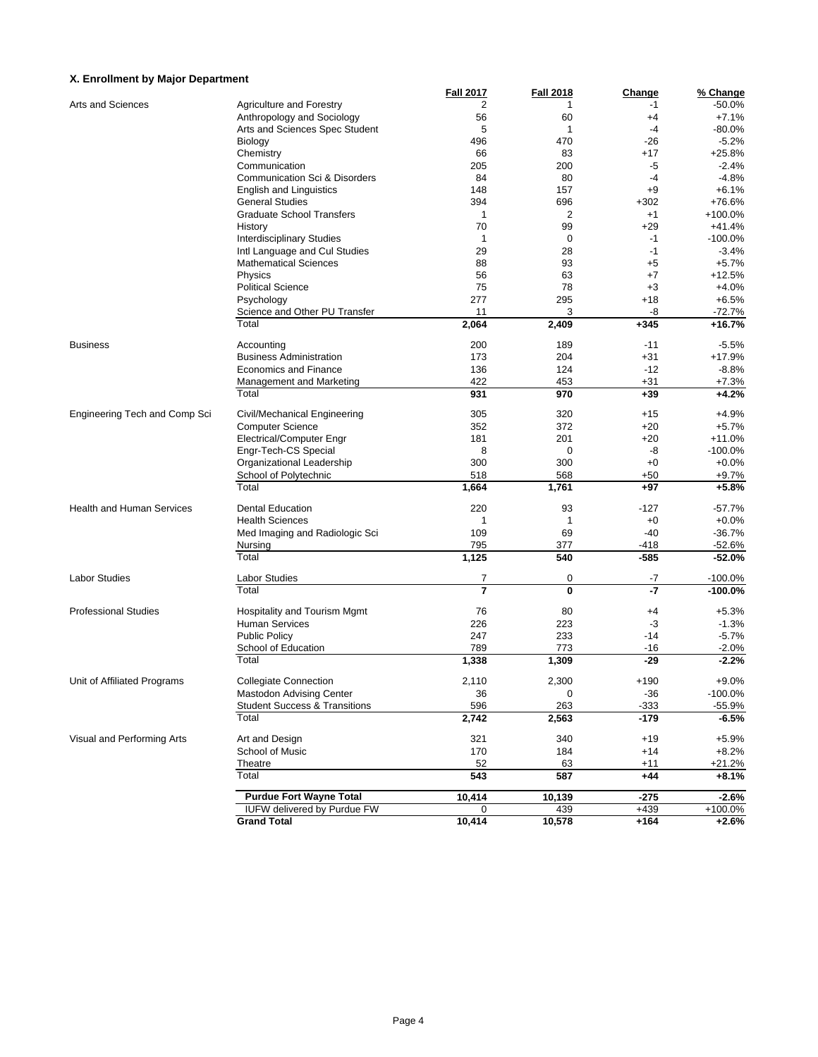## X. Enrollment by Major Department

| | | Fall 2017 | Fall 2018 | Change | % Change |
|---|---|---|---|---|---|
| Arts and Sciences | Agriculture and Forestry | 2 | 1 | -1 | -50.0% |
| | Anthropology and Sociology | 56 | 60 | +4 | +7.1% |
| | Arts and Sciences Spec Student | 5 | 1 | -4 | -80.0% |
| | Biology | 496 | 470 | -26 | -5.2% |
| | Chemistry | 66 | 83 | +17 | +25.8% |
| | Communication | 205 | 200 | -5 | -2.4% |
| | Communication Sci & Disorders | 84 | 80 | -4 | -4.8% |
| | English and Linguistics | 148 | 157 | +9 | +6.1% |
| | General Studies | 394 | 696 | +302 | +76.6% |
| | Graduate School Transfers | 1 | 2 | +1 | +100.0% |
| | History | 70 | 99 | +29 | +41.4% |
| | Interdisciplinary Studies | 1 | 0 | -1 | -100.0% |
| | Intl Language and Cul Studies | 29 | 28 | -1 | -3.4% |
| | Mathematical Sciences | 88 | 93 | +5 | +5.7% |
| | Physics | 56 | 63 | +7 | +12.5% |
| | Political Science | 75 | 78 | +3 | +4.0% |
| | Psychology | 277 | 295 | +18 | +6.5% |
| | Science and Other PU Transfer | 11 | 3 | -8 | -72.7% |
| | Total | **2,064** | **2,409** | **+345** | **+16.7%** |
| Business | Accounting | 200 | 189 | -11 | -5.5% |
| | Business Administration | 173 | 204 | +31 | +17.9% |
| | Economics and Finance | 136 | 124 | -12 | -8.8% |
| | Management and Marketing | 422 | 453 | +31 | +7.3% |
| | Total | **931** | **970** | **+39** | **+4.2%** |
| Engineering Tech and Comp Sci | Civil/Mechanical Engineering | 305 | 320 | +15 | +4.9% |
| | Computer Science | 352 | 372 | +20 | +5.7% |
| | Electrical/Computer Engr | 181 | 201 | +20 | +11.0% |
| | Engr-Tech-CS Special | 8 | 0 | -8 | -100.0% |
| | Organizational Leadership | 300 | 300 | +0 | +0.0% |
| | School of Polytechnic | 518 | 568 | +50 | +9.7% |
| | Total | **1,664** | **1,761** | **+97** | **+5.8%** |
| Health and Human Services | Dental Education | 220 | 93 | -127 | -57.7% |
| | Health Sciences | 1 | 1 | +0 | +0.0% |
| | Med Imaging and Radiologic Sci | 109 | 69 | -40 | -36.7% |
| | Nursing | 795 | 377 | -418 | -52.6% |
| | Total | **1,125** | **540** | **-585** | **-52.0%** |
| Labor Studies | Labor Studies | 7 | 0 | -7 | -100.0% |
| | Total | **7** | **0** | **-7** | **-100.0%** |
| Professional Studies | Hospitality and Tourism Mgmt | 76 | 80 | +4 | +5.3% |
| | Human Services | 226 | 223 | -3 | -1.3% |
| | Public Policy | 247 | 233 | -14 | -5.7% |
| | School of Education | 789 | 773 | -16 | -2.0% |
| | Total | **1,338** | **1,309** | **-29** | **-2.2%** |
| Unit of Affiliated Programs | Collegiate Connection | 2,110 | 2,300 | +190 | +9.0% |
| | Mastodon Advising Center | 36 | 0 | -36 | -100.0% |
| | Student Success & Transitions | 596 | 263 | -333 | -55.9% |
| | Total | **2,742** | **2,563** | **-179** | **-6.5%** |
| Visual and Performing Arts | Art and Design | 321 | 340 | +19 | +5.9% |
| | School of Music | 170 | 184 | +14 | +8.2% |
| | Theatre | 52 | 63 | +11 | +21.2% |
| | Total | **543** | **587** | **+44** | **+8.1%** |
| | **Purdue Fort Wayne Total** | **10,414** | **10,139** | **-275** | **-2.6%** |
| | IUFW delivered by Purdue FW | 0 | 439 | +439 | +100.0% |
| | **Grand Total** | **10,414** | **10,578** | **+164** | **+2.6%** |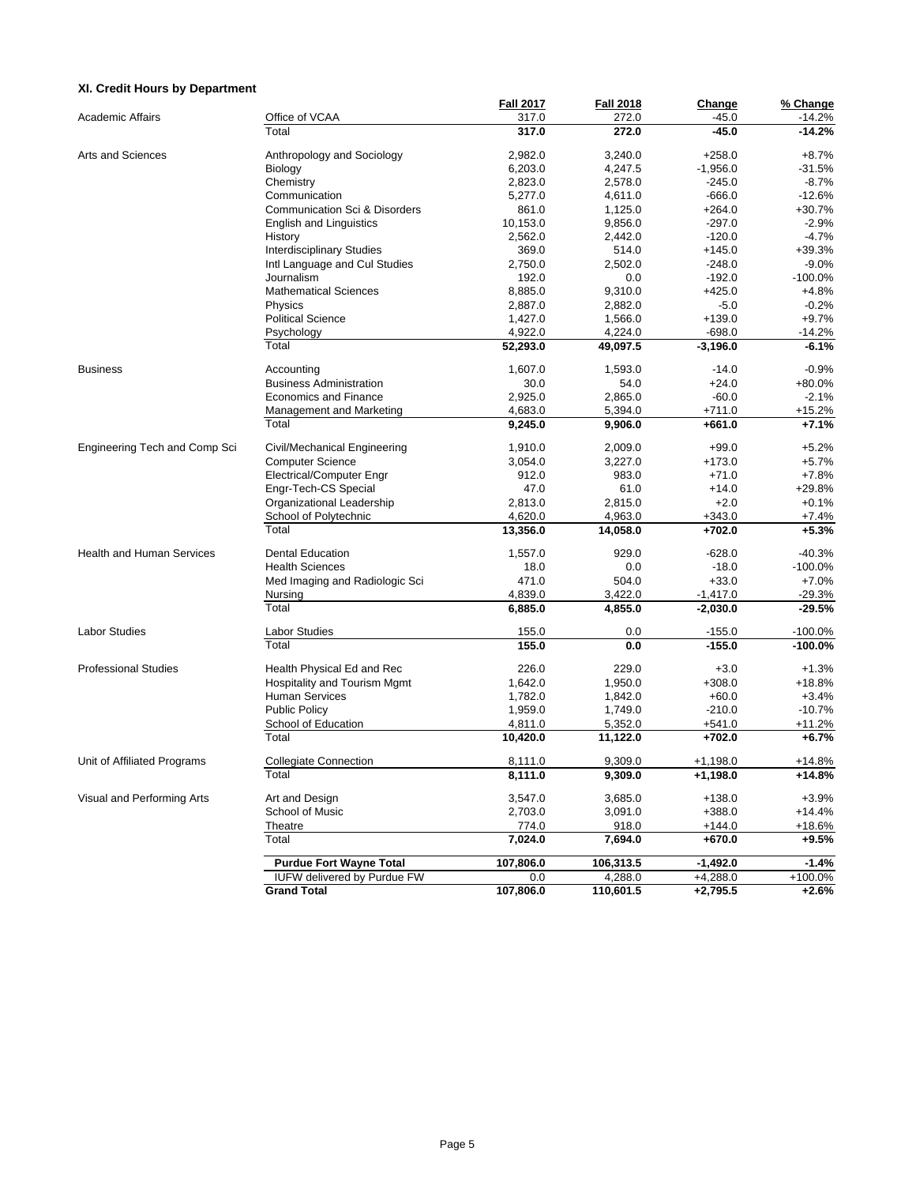### XI. Credit Hours by Department

| | | Fall 2017 | Fall 2018 | Change | % Change |
|---|---|---|---|---|---|
| Academic Affairs | Office of VCAA | 317.0 | 272.0 | -45.0 | -14.2% |
| | **Total** | **317.0** | **272.0** | **-45.0** | **-14.2%** |
| Arts and Sciences | Anthropology and Sociology | 2,982.0 | 3,240.0 | +258.0 | +8.7% |
| | Biology | 6,203.0 | 4,247.5 | -1,956.0 | -31.5% |
| | Chemistry | 2,823.0 | 2,578.0 | -245.0 | -8.7% |
| | Communication | 5,277.0 | 4,611.0 | -666.0 | -12.6% |
| | Communication Sci & Disorders | 861.0 | 1,125.0 | +264.0 | +30.7% |
| | English and Linguistics | 10,153.0 | 9,856.0 | -297.0 | -2.9% |
| | History | 2,562.0 | 2,442.0 | -120.0 | -4.7% |
| | Interdisciplinary Studies | 369.0 | 514.0 | +145.0 | +39.3% |
| | Intl Language and Cul Studies | 2,750.0 | 2,502.0 | -248.0 | -9.0% |
| | Journalism | 192.0 | 0.0 | -192.0 | -100.0% |
| | Mathematical Sciences | 8,885.0 | 9,310.0 | +425.0 | +4.8% |
| | Physics | 2,887.0 | 2,882.0 | -5.0 | -0.2% |
| | Political Science | 1,427.0 | 1,566.0 | +139.0 | +9.7% |
| | Psychology | 4,922.0 | 4,224.0 | -698.0 | -14.2% |
| | **Total** | **52,293.0** | **49,097.5** | **-3,196.0** | **-6.1%** |
| Business | Accounting | 1,607.0 | 1,593.0 | -14.0 | -0.9% |
| | Business Administration | 30.0 | 54.0 | +24.0 | +80.0% |
| | Economics and Finance | 2,925.0 | 2,865.0 | -60.0 | -2.1% |
| | Management and Marketing | 4,683.0 | 5,394.0 | +711.0 | +15.2% |
| | **Total** | **9,245.0** | **9,906.0** | **+661.0** | **+7.1%** |
| Engineering Tech and Comp Sci | Civil/Mechanical Engineering | 1,910.0 | 2,009.0 | +99.0 | +5.2% |
| | Computer Science | 3,054.0 | 3,227.0 | +173.0 | +5.7% |
| | Electrical/Computer Engr | 912.0 | 983.0 | +71.0 | +7.8% |
| | Engr-Tech-CS Special | 47.0 | 61.0 | +14.0 | +29.8% |
| | Organizational Leadership | 2,813.0 | 2,815.0 | +2.0 | +0.1% |
| | School of Polytechnic | 4,620.0 | 4,963.0 | +343.0 | +7.4% |
| | **Total** | **13,356.0** | **14,058.0** | **+702.0** | **+5.3%** |
| Health and Human Services | Dental Education | 1,557.0 | 929.0 | -628.0 | -40.3% |
| | Health Sciences | 18.0 | 0.0 | -18.0 | -100.0% |
| | Med Imaging and Radiologic Sci | 471.0 | 504.0 | +33.0 | +7.0% |
| | Nursing | 4,839.0 | 3,422.0 | -1,417.0 | -29.3% |
| | **Total** | **6,885.0** | **4,855.0** | **-2,030.0** | **-29.5%** |
| Labor Studies | Labor Studies | 155.0 | 0.0 | -155.0 | -100.0% |
| | **Total** | **155.0** | **0.0** | **-155.0** | **-100.0%** |
| Professional Studies | Health Physical Ed and Rec | 226.0 | 229.0 | +3.0 | +1.3% |
| | Hospitality and Tourism Mgmt | 1,642.0 | 1,950.0 | +308.0 | +18.8% |
| | Human Services | 1,782.0 | 1,842.0 | +60.0 | +3.4% |
| | Public Policy | 1,959.0 | 1,749.0 | -210.0 | -10.7% |
| | School of Education | 4,811.0 | 5,352.0 | +541.0 | +11.2% |
| | **Total** | **10,420.0** | **11,122.0** | **+702.0** | **+6.7%** |
| Unit of Affiliated Programs | Collegiate Connection | 8,111.0 | 9,309.0 | +1,198.0 | +14.8% |
| | **Total** | **8,111.0** | **9,309.0** | **+1,198.0** | **+14.8%** |
| Visual and Performing Arts | Art and Design | 3,547.0 | 3,685.0 | +138.0 | +3.9% |
| | School of Music | 2,703.0 | 3,091.0 | +388.0 | +14.4% |
| | Theatre | 774.0 | 918.0 | +144.0 | +18.6% |
| | **Total** | **7,024.0** | **7,694.0** | **+670.0** | **+9.5%** |
| | **Purdue Fort Wayne Total** | **107,806.0** | **106,313.5** | **-1,492.0** | **-1.4%** |
| | IUFW delivered by Purdue FW | 0.0 | 4,288.0 | +4,288.0 | +100.0% |
| | **Grand Total** | **107,806.0** | **110,601.5** | **+2,795.5** | **+2.6%** |